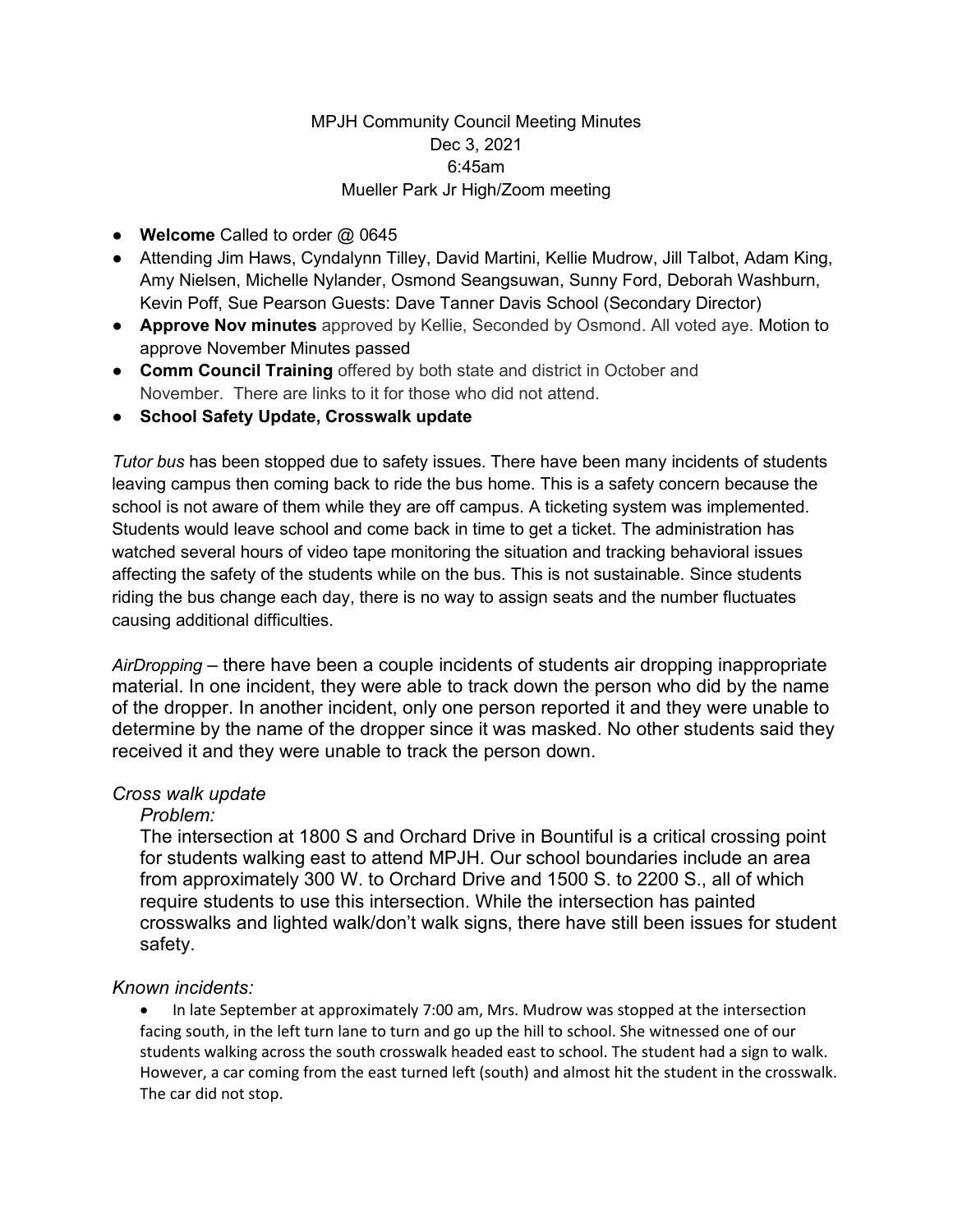MPJH Community Council Meeting Minutes
Dec 3, 2021
6:45am
Mueller Park Jr High/Zoom meeting

- **Welcome** Called to order @ 0645
- Attending Jim Haws, Cyndalynn Tilley, David Martini, Kellie Mudrow, Jill Talbot, Adam King, Amy Nielsen, Michelle Nylander, Osmond Seangsuwan, Sunny Ford, Deborah Washburn, Kevin Poff, Sue Pearson Guests: Dave Tanner Davis School (Secondary Director)
- **Approve Nov minutes** approved by Kellie, Seconded by Osmond. All voted aye. Motion to approve November Minutes passed
- **Comm Council Training** offered by both state and district in October and November. There are links to it for those who did not attend.
- **School Safety Update, Crosswalk update**

*Tutor bus* has been stopped due to safety issues. There have been many incidents of students leaving campus then coming back to ride the bus home. This is a safety concern because the school is not aware of them while they are off campus. A ticketing system was implemented. Students would leave school and come back in time to get a ticket. The administration has watched several hours of video tape monitoring the situation and tracking behavioral issues affecting the safety of the students while on the bus. This is not sustainable. Since students riding the bus change each day, there is no way to assign seats and the number fluctuates causing additional difficulties.

*AirDropping* – there have been a couple incidents of students air dropping inappropriate material. In one incident, they were able to track down the person who did by the name of the dropper. In another incident, only one person reported it and they were unable to determine by the name of the dropper since it was masked. No other students said they received it and they were unable to track the person down.

*Cross walk update*

*Problem:*

The intersection at 1800 S and Orchard Drive in Bountiful is a critical crossing point for students walking east to attend MPJH. Our school boundaries include an area from approximately 300 W. to Orchard Drive and 1500 S. to 2200 S., all of which require students to use this intersection. While the intersection has painted crosswalks and lighted walk/don't walk signs, there have still been issues for student safety.

*Known incidents:*

- In late September at approximately 7:00 am, Mrs. Mudrow was stopped at the intersection facing south, in the left turn lane to turn and go up the hill to school. She witnessed one of our students walking across the south crosswalk headed east to school. The student had a sign to walk. However, a car coming from the east turned left (south) and almost hit the student in the crosswalk. The car did not stop.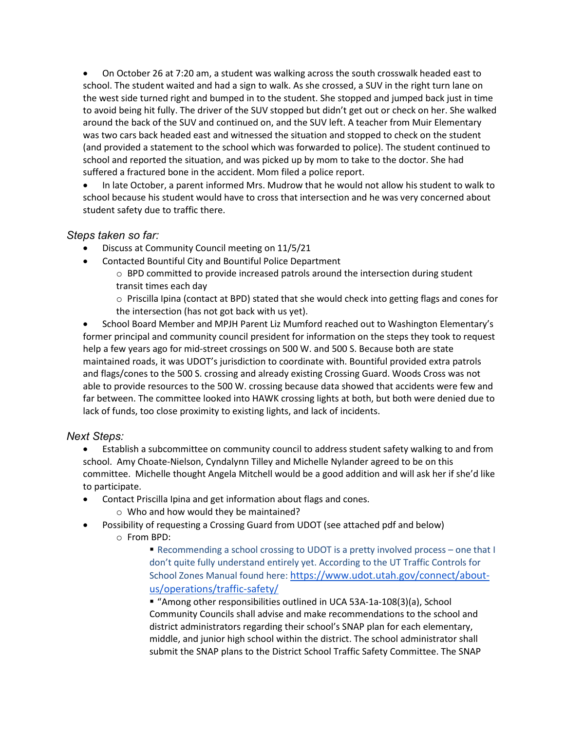- On October 26 at 7:20 am, a student was walking across the south crosswalk headed east to school. The student waited and had a sign to walk. As she crossed, a SUV in the right turn lane on the west side turned right and bumped in to the student. She stopped and jumped back just in time to avoid being hit fully. The driver of the SUV stopped but didn't get out or check on her. She walked around the back of the SUV and continued on, and the SUV left. A teacher from Muir Elementary was two cars back headed east and witnessed the situation and stopped to check on the student (and provided a statement to the school which was forwarded to police). The student continued to school and reported the situation, and was picked up by mom to take to the doctor. She had suffered a fractured bone in the accident. Mom filed a police report.
- In late October, a parent informed Mrs. Mudrow that he would not allow his student to walk to school because his student would have to cross that intersection and he was very concerned about student safety due to traffic there.

### *Steps taken so far:*

- Discuss at Community Council meeting on 11/5/21
- Contacted Bountiful City and Bountiful Police Department
  - BPD committed to provide increased patrols around the intersection during student transit times each day
  - Priscilla Ipina (contact at BPD) stated that she would check into getting flags and cones for the intersection (has not got back with us yet).
- School Board Member and MPJH Parent Liz Mumford reached out to Washington Elementary's former principal and community council president for information on the steps they took to request help a few years ago for mid-street crossings on 500 W. and 500 S. Because both are state maintained roads, it was UDOT's jurisdiction to coordinate with. Bountiful provided extra patrols and flags/cones to the 500 S. crossing and already existing Crossing Guard. Woods Cross was not able to provide resources to the 500 W. crossing because data showed that accidents were few and far between. The committee looked into HAWK crossing lights at both, but both were denied due to lack of funds, too close proximity to existing lights, and lack of incidents.

### *Next Steps:*

- Establish a subcommittee on community council to address student safety walking to and from school. Amy Choate-Nielson, Cyndalynn Tilley and Michelle Nylander agreed to be on this committee. Michelle thought Angela Mitchell would be a good addition and will ask her if she'd like to participate.
- Contact Priscilla Ipina and get information about flags and cones.
  - Who and how would they be maintained?
- Possibility of requesting a Crossing Guard from UDOT (see attached pdf and below)
  - From BPD:
    - Recommending a school crossing to UDOT is a pretty involved process – one that I don't quite fully understand entirely yet. According to the UT Traffic Controls for School Zones Manual found here: https://www.udot.utah.gov/connect/about-us/operations/traffic-safety/
    - "Among other responsibilities outlined in UCA 53A-1a-108(3)(a), School Community Councils shall advise and make recommendations to the school and district administrators regarding their school's SNAP plan for each elementary, middle, and junior high school within the district. The school administrator shall submit the SNAP plans to the District School Traffic Safety Committee. The SNAP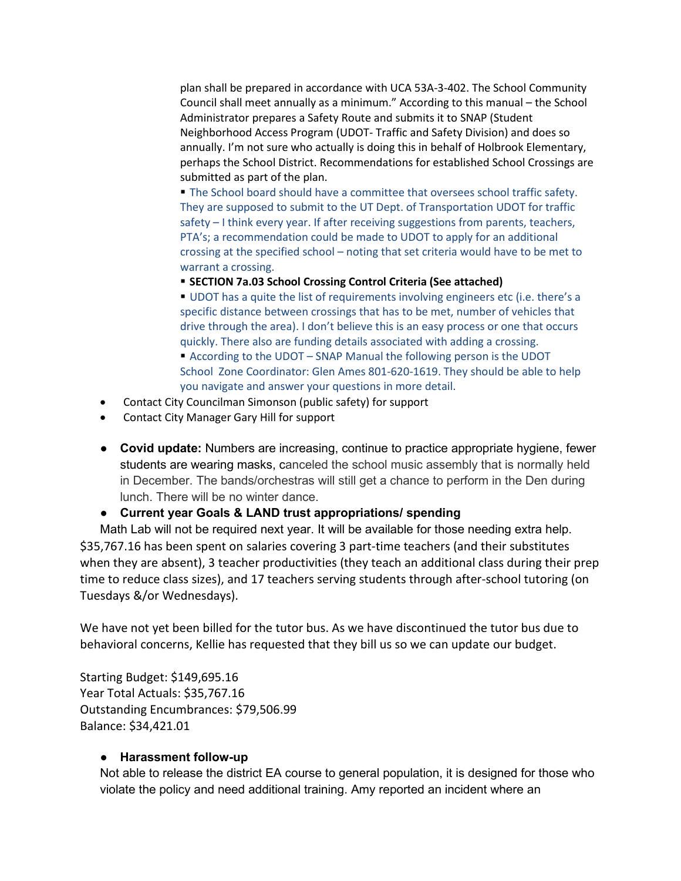plan shall be prepared in accordance with UCA 53A-3-402. The School Community Council shall meet annually as a minimum." According to this manual – the School Administrator prepares a Safety Route and submits it to SNAP (Student Neighborhood Access Program (UDOT- Traffic and Safety Division) and does so annually. I'm not sure who actually is doing this in behalf of Holbrook Elementary, perhaps the School District. Recommendations for established School Crossings are submitted as part of the plan.

▪ The School board should have a committee that oversees school traffic safety. They are supposed to submit to the UT Dept. of Transportation UDOT for traffic safety – I think every year. If after receiving suggestions from parents, teachers, PTA's; a recommendation could be made to UDOT to apply for an additional crossing at the specified school – noting that set criteria would have to be met to warrant a crossing.

▪ **SECTION 7a.03 School Crossing Control Criteria (See attached)**

▪ UDOT has a quite the list of requirements involving engineers etc (i.e. there's a specific distance between crossings that has to be met, number of vehicles that drive through the area). I don't believe this is an easy process or one that occurs quickly. There also are funding details associated with adding a crossing.

▪ According to the UDOT – SNAP Manual the following person is the UDOT School Zone Coordinator: Glen Ames 801-620-1619. They should be able to help you navigate and answer your questions in more detail.

- Contact City Councilman Simonson (public safety) for support
- Contact City Manager Gary Hill for support

- **Covid update:** Numbers are increasing, continue to practice appropriate hygiene, fewer students are wearing masks, canceled the school music assembly that is normally held in December. The bands/orchestras will still get a chance to perform in the Den during lunch. There will be no winter dance.
- **Current year Goals & LAND trust appropriations/ spending**

Math Lab will not be required next year. It will be available for those needing extra help. $35,767.16 has been spent on salaries covering 3 part-time teachers (and their substitutes when they are absent), 3 teacher productivities (they teach an additional class during their prep time to reduce class sizes), and 17 teachers serving students through after-school tutoring (on Tuesdays &/or Wednesdays).

We have not yet been billed for the tutor bus. As we have discontinued the tutor bus due to behavioral concerns, Kellie has requested that they bill us so we can update our budget.

Starting Budget: $149,695.16
Year Total Actuals: $35,767.16
Outstanding Encumbrances: $79,506.99
Balance: $34,421.01

- **Harassment follow-up**

Not able to release the district EA course to general population, it is designed for those who violate the policy and need additional training. Amy reported an incident where an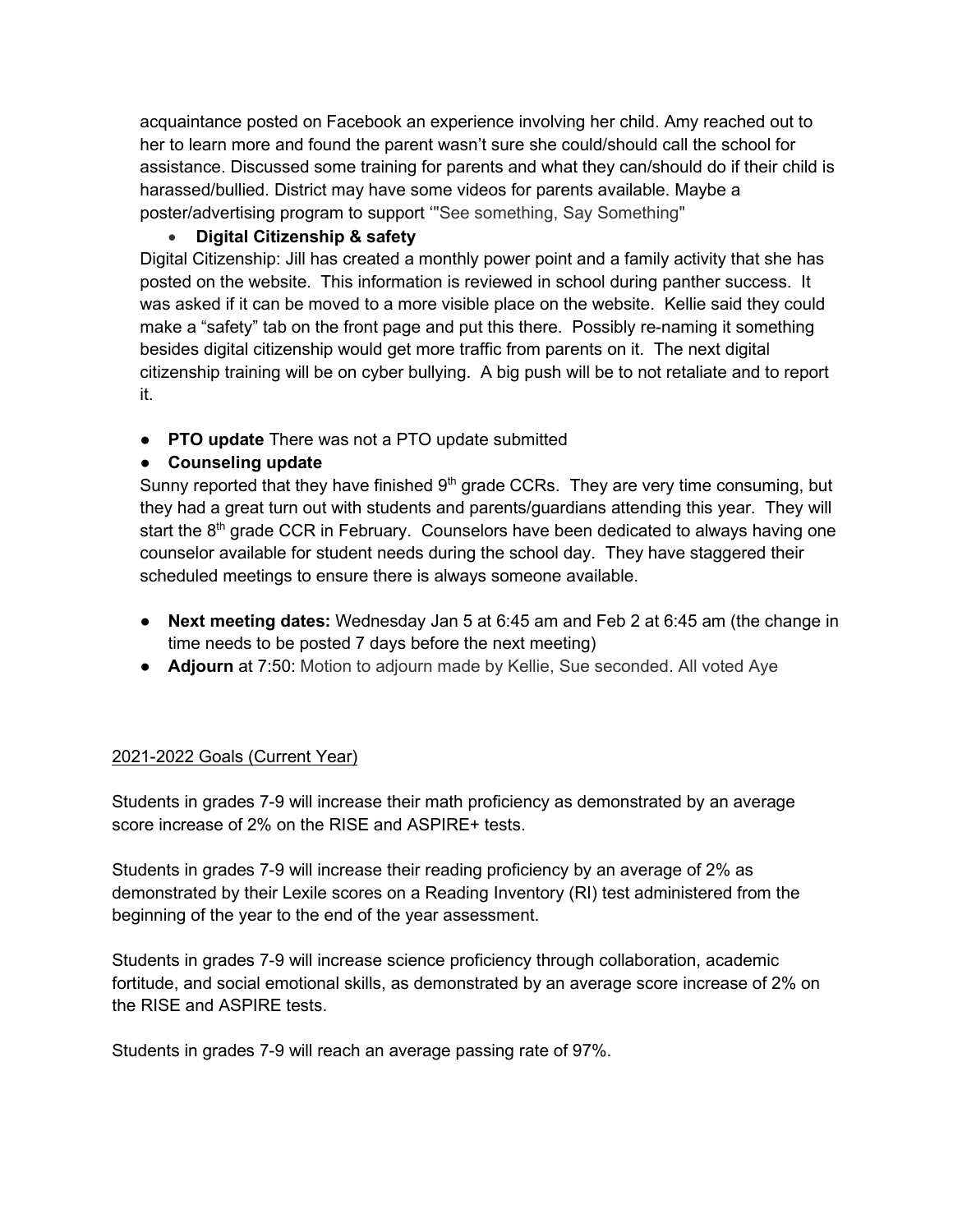acquaintance posted on Facebook an experience involving her child. Amy reached out to her to learn more and found the parent wasn't sure she could/should call the school for assistance. Discussed some training for parents and what they can/should do if their child is harassed/bullied. District may have some videos for parents available. Maybe a poster/advertising program to support '"See something, Say Something"

- **Digital Citizenship & safety**

Digital Citizenship: Jill has created a monthly power point and a family activity that she has posted on the website. This information is reviewed in school during panther success. It was asked if it can be moved to a more visible place on the website. Kellie said they could make a "safety" tab on the front page and put this there. Possibly re-naming it something besides digital citizenship would get more traffic from parents on it. The next digital citizenship training will be on cyber bullying. A big push will be to not retaliate and to report it.

- **PTO update** There was not a PTO update submitted
- **Counseling update**

Sunny reported that they have finished 9th grade CCRs. They are very time consuming, but they had a great turn out with students and parents/guardians attending this year. They will start the 8th grade CCR in February. Counselors have been dedicated to always having one counselor available for student needs during the school day. They have staggered their scheduled meetings to ensure there is always someone available.

- **Next meeting dates:** Wednesday Jan 5 at 6:45 am and Feb 2 at 6:45 am (the change in time needs to be posted 7 days before the next meeting)
- **Adjourn** at 7:50: Motion to adjourn made by Kellie, Sue seconded. All voted Aye

2021-2022 Goals (Current Year)

Students in grades 7-9 will increase their math proficiency as demonstrated by an average score increase of 2% on the RISE and ASPIRE+ tests.

Students in grades 7-9 will increase their reading proficiency by an average of 2% as demonstrated by their Lexile scores on a Reading Inventory (RI) test administered from the beginning of the year to the end of the year assessment.

Students in grades 7-9 will increase science proficiency through collaboration, academic fortitude, and social emotional skills, as demonstrated by an average score increase of 2% on the RISE and ASPIRE tests.

Students in grades 7-9 will reach an average passing rate of 97%.